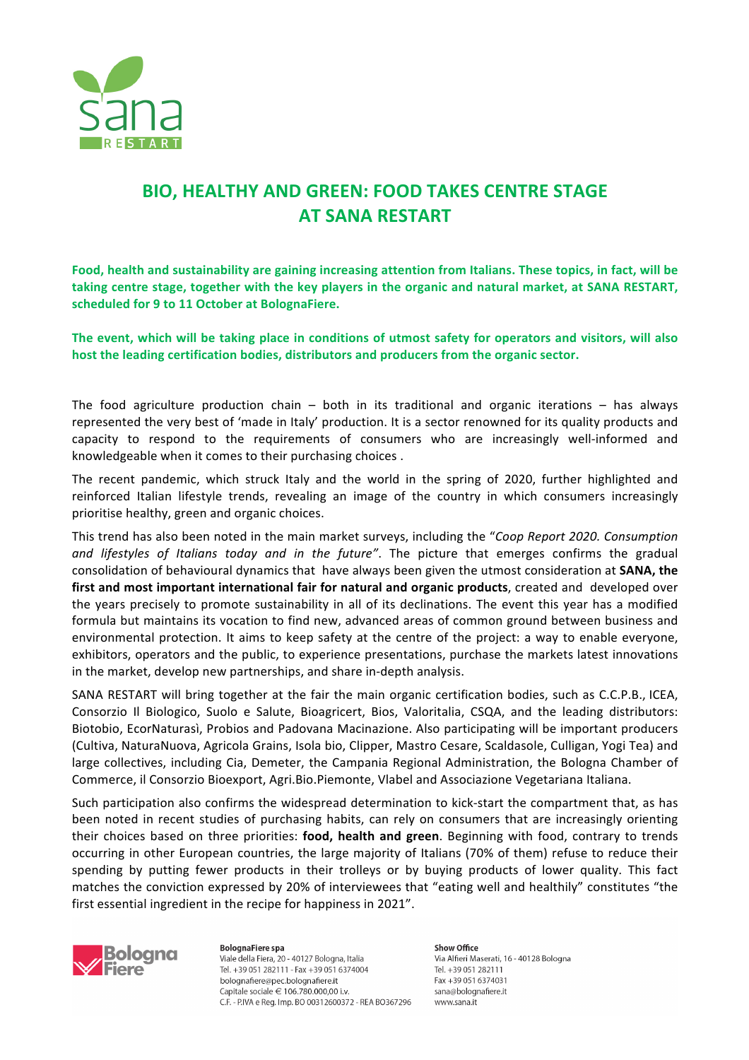# BIO, HEALTHY AND GREEN: FOOD TAKES CENTRE STAGE AT SANA RESTART

**Food, health and sustainability are gaining increasing attention from Italians. These topics, in fact, will be taking centre stage, together with the key players in the organic and natural market, at SANA RESTART, scheduled for 9 to 11 October at BolognaFiere.**

**The event, which will be taking place in conditions of utmost safety for operators and visitors, will also host the leading certification bodies, distributors and producers from the organic sector.**

The food agriculture production chain – both in its traditional and organic iterations – has always represented the very best of 'made in Italy' production. It is a sector renowned for its quality products and capacity to respond to the requirements of consumers who are increasingly well-informed and knowledgeable when it comes to their purchasing choices .

The recent pandemic, which struck Italy and the world in the spring of 2020, further highlighted and reinforced Italian lifestyle trends, revealing an image of the country in which consumers increasingly prioritise healthy, green and organic choices.

This trend has also been noted in the main market surveys, including the "*Coop Report 2020. Consumption and lifestyles of Italians today and in the future"*. The picture that emerges confirms the gradual consolidation of behavioural dynamics that have always been given the utmost consideration at **SANA, the first and most important international fair for natural and organic products**, created and developed over the years precisely to promote sustainability in all of its declinations. The event this year has a modified formula but maintains its vocation to find new, advanced areas of common ground between business and environmental protection. It aims to keep safety at the centre of the project: a way to enable everyone, exhibitors, operators and the public, to experience presentations, purchase the markets latest innovations in the market, develop new partnerships, and share in-depth analysis.

SANA RESTART will bring together at the fair the main organic certification bodies, such as C.C.P.B., ICEA, Consorzio Il Biologico, Suolo e Salute, Bioagricert, Bios, Valoritalia, CSQA, and the leading distributors: Biotobio, EcorNaturasì, Probios and Padovana Macinazione. Also participating will be important producers (Cultiva, NaturaNuova, Agricola Grains, Isola bio, Clipper, Mastro Cesare, Scaldasole, Culligan, Yogi Tea) and large collectives, including Cia, Demeter, the Campania Regional Administration, the Bologna Chamber of Commerce, il Consorzio Bioexport, Agri.Bio.Piemonte, Vlabel and Associazione Vegetariana Italiana.

Such participation also confirms the widespread determination to kick-start the compartment that, as has been noted in recent studies of purchasing habits, can rely on consumers that are increasingly orienting their choices based on three priorities: **food, health and green**. Beginning with food, contrary to trends occurring in other European countries, the large majority of Italians (70% of them) refuse to reduce their spending by putting fewer products in their trolleys or by buying products of lower quality. This fact matches the conviction expressed by 20% of interviewees that "eating well and healthily" constitutes "the first essential ingredient in the recipe for happiness in 2021".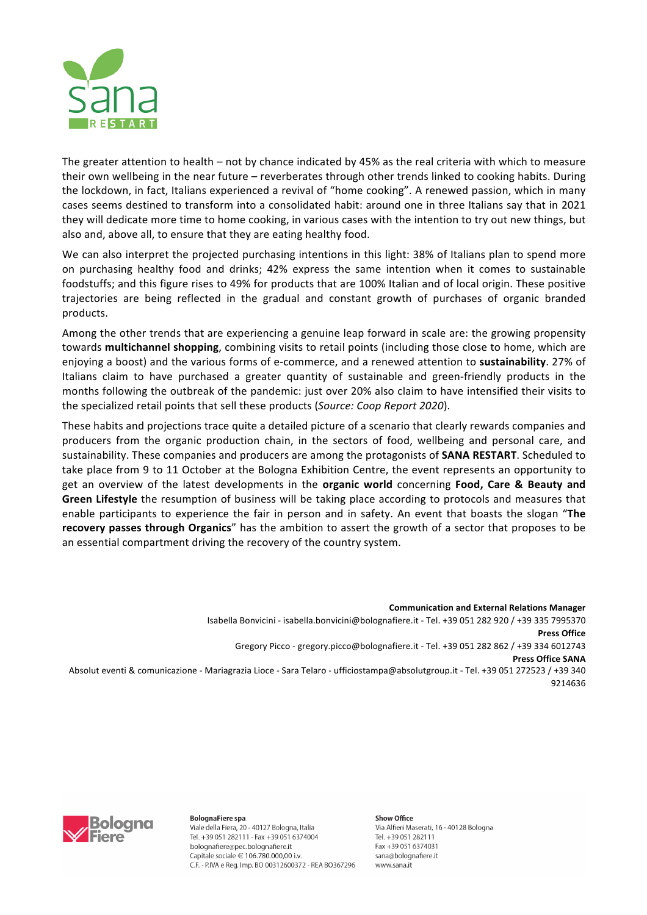The greater attention to health – not by chance indicated by 45% as the real criteria with which to measure their own wellbeing in the near future – reverberates through other trends linked to cooking habits. During the lockdown, in fact, Italians experienced a revival of "home cooking". A renewed passion, which in many cases seems destined to transform into a consolidated habit: around one in three Italians say that in 2021 they will dedicate more time to home cooking, in various cases with the intention to try out new things, but also and, above all, to ensure that they are eating healthy food.

We can also interpret the projected purchasing intentions in this light: 38% of Italians plan to spend more on purchasing healthy food and drinks; 42% express the same intention when it comes to sustainable foodstuffs; and this figure rises to 49% for products that are 100% Italian and of local origin. These positive trajectories are being reflected in the gradual and constant growth of purchases of organic branded products.

Among the other trends that are experiencing a genuine leap forward in scale are: the growing propensity towards **multichannel shopping**, combining visits to retail points (including those close to home, which are enjoying a boost) and the various forms of e-commerce, and a renewed attention to **sustainability**. 27% of Italians claim to have purchased a greater quantity of sustainable and green-friendly products in the months following the outbreak of the pandemic: just over 20% also claim to have intensified their visits to the specialized retail points that sell these products (*Source: Coop Report 2020*).

These habits and projections trace quite a detailed picture of a scenario that clearly rewards companies and producers from the organic production chain, in the sectors of food, wellbeing and personal care, and sustainability. These companies and producers are among the protagonists of **SANA RESTART**. Scheduled to take place from 9 to 11 October at the Bologna Exhibition Centre, the event represents an opportunity to get an overview of the latest developments in the **organic world** concerning **Food, Care & Beauty and Green Lifestyle** the resumption of business will be taking place according to protocols and measures that enable participants to experience the fair in person and in safety. An event that boasts the slogan "**The recovery passes through Organics**" has the ambition to assert the growth of a sector that proposes to be an essential compartment driving the recovery of the country system.

**Communication and External Relations Manager**
Isabella Bonvicini - isabella.bonvicini@bolognafiere.it - Tel. +39 051 282 920 / +39 335 7995370
**Press Office**
Gregory Picco - gregory.picco@bolognafiere.it - Tel. +39 051 282 862 / +39 334 6012743
**Press Office SANA**
Absolut eventi & comunicazione - Mariagrazia Lioce - Sara Telaro - ufficiostampa@absolutgroup.it - Tel. +39 051 272523 / +39 340 9214636

**BolognaFiere spa**
Viale della Fiera, 20 - 40127 Bologna, Italia
Tel. +39 051 282111 - Fax +39 051 6374004
bolognafiere@pec.bolognafiere.it
Capitale sociale € 106.780.000,00 i.v.
C.F. - P.IVA e Reg. Imp. BO 00312600372 - REA BO367296

**Show Office**
Via Alfieri Maserati, 16 - 40128 Bologna
Tel. +39 051 282111
Fax +39 051 6374031
sana@bolognafiere.it
www.sana.it